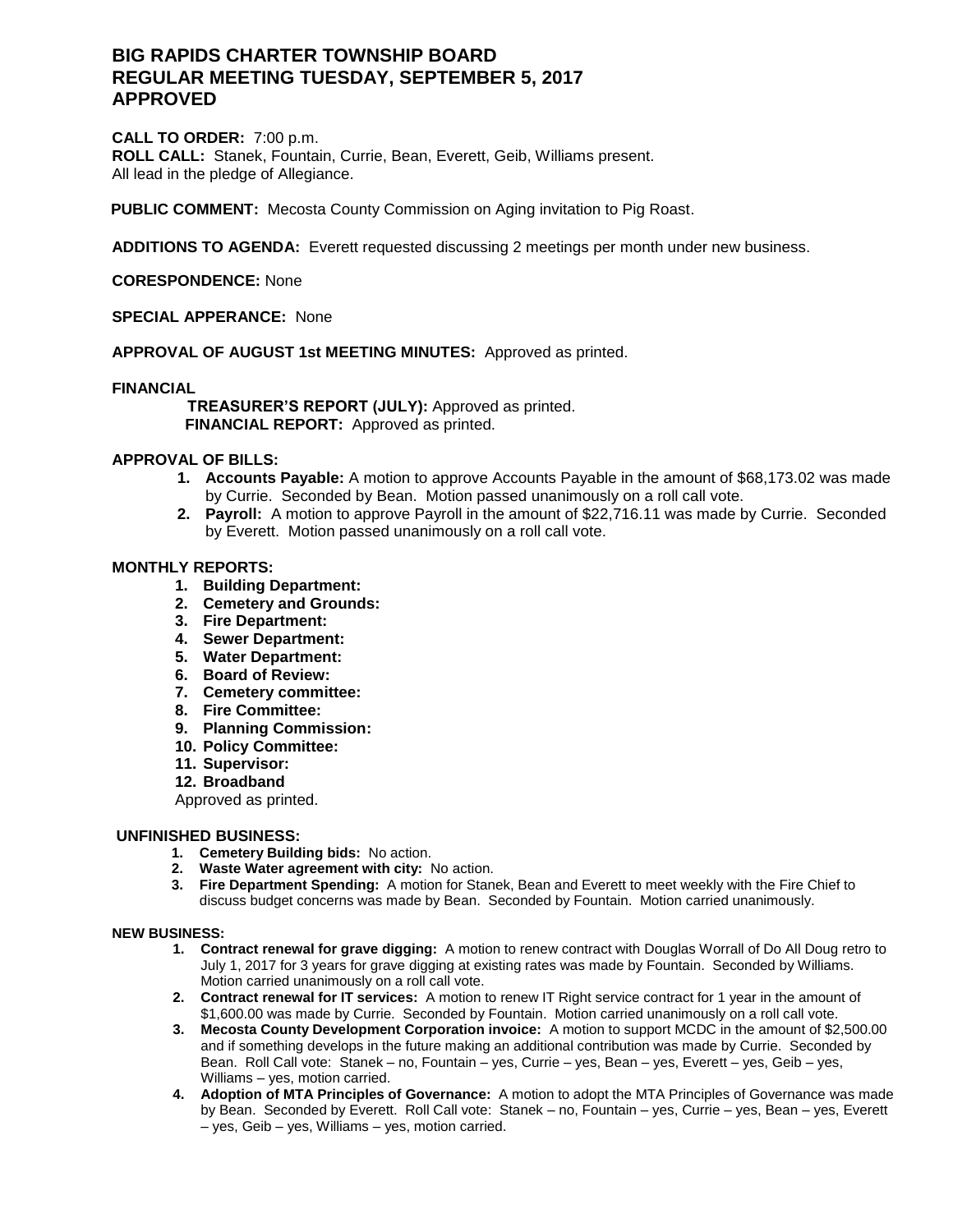# BIG RAPIDS CHARTER TOWNSHIP BOARD
# REGULAR MEETING TUESDAY, SEPTEMBER 5, 2017
# APPROVED

**CALL TO ORDER:** 7:00 p.m.
**ROLL CALL:** Stanek, Fountain, Currie, Bean, Everett, Geib, Williams present.
All lead in the pledge of Allegiance.

**PUBLIC COMMENT:** Mecosta County Commission on Aging invitation to Pig Roast.

**ADDITIONS TO AGENDA:** Everett requested discussing 2 meetings per month under new business.

**CORESPONDENCE:** None

**SPECIAL APPERANCE:** None

**APPROVAL OF AUGUST 1st MEETING MINUTES:** Approved as printed.

**FINANCIAL**

**TREASURER'S REPORT (JULY):** Approved as printed.
**FINANCIAL REPORT:** Approved as printed.

**APPROVAL OF BILLS:**

1. **Accounts Payable:** A motion to approve Accounts Payable in the amount of $68,173.02 was made by Currie. Seconded by Bean. Motion passed unanimously on a roll call vote.
2. **Payroll:** A motion to approve Payroll in the amount of $22,716.11 was made by Currie. Seconded by Everett. Motion passed unanimously on a roll call vote.

**MONTHLY REPORTS:**

1. **Building Department:**
2. **Cemetery and Grounds:**
3. **Fire Department:**
4. **Sewer Department:**
5. **Water Department:**
6. **Board of Review:**
7. **Cemetery committee:**
8. **Fire Committee:**
9. **Planning Commission:**
10. **Policy Committee:**
11. **Supervisor:**
12. **Broadband**

Approved as printed.

**UNFINISHED BUSINESS:**

1. **Cemetery Building bids:** No action.
2. **Waste Water agreement with city:** No action.
3. **Fire Department Spending:** A motion for Stanek, Bean and Everett to meet weekly with the Fire Chief to discuss budget concerns was made by Bean. Seconded by Fountain. Motion carried unanimously.

**NEW BUSINESS:**

1. **Contract renewal for grave digging:** A motion to renew contract with Douglas Worrall of Do All Doug retro to July 1, 2017 for 3 years for grave digging at existing rates was made by Fountain. Seconded by Williams. Motion carried unanimously on a roll call vote.
2. **Contract renewal for IT services:** A motion to renew IT Right service contract for 1 year in the amount of $1,600.00 was made by Currie. Seconded by Fountain. Motion carried unanimously on a roll call vote.
3. **Mecosta County Development Corporation invoice:** A motion to support MCDC in the amount of $2,500.00 and if something develops in the future making an additional contribution was made by Currie. Seconded by Bean. Roll Call vote: Stanek – no, Fountain – yes, Currie – yes, Bean – yes, Everett – yes, Geib – yes, Williams – yes, motion carried.
4. **Adoption of MTA Principles of Governance:** A motion to adopt the MTA Principles of Governance was made by Bean. Seconded by Everett. Roll Call vote: Stanek – no, Fountain – yes, Currie – yes, Bean – yes, Everett – yes, Geib – yes, Williams – yes, motion carried.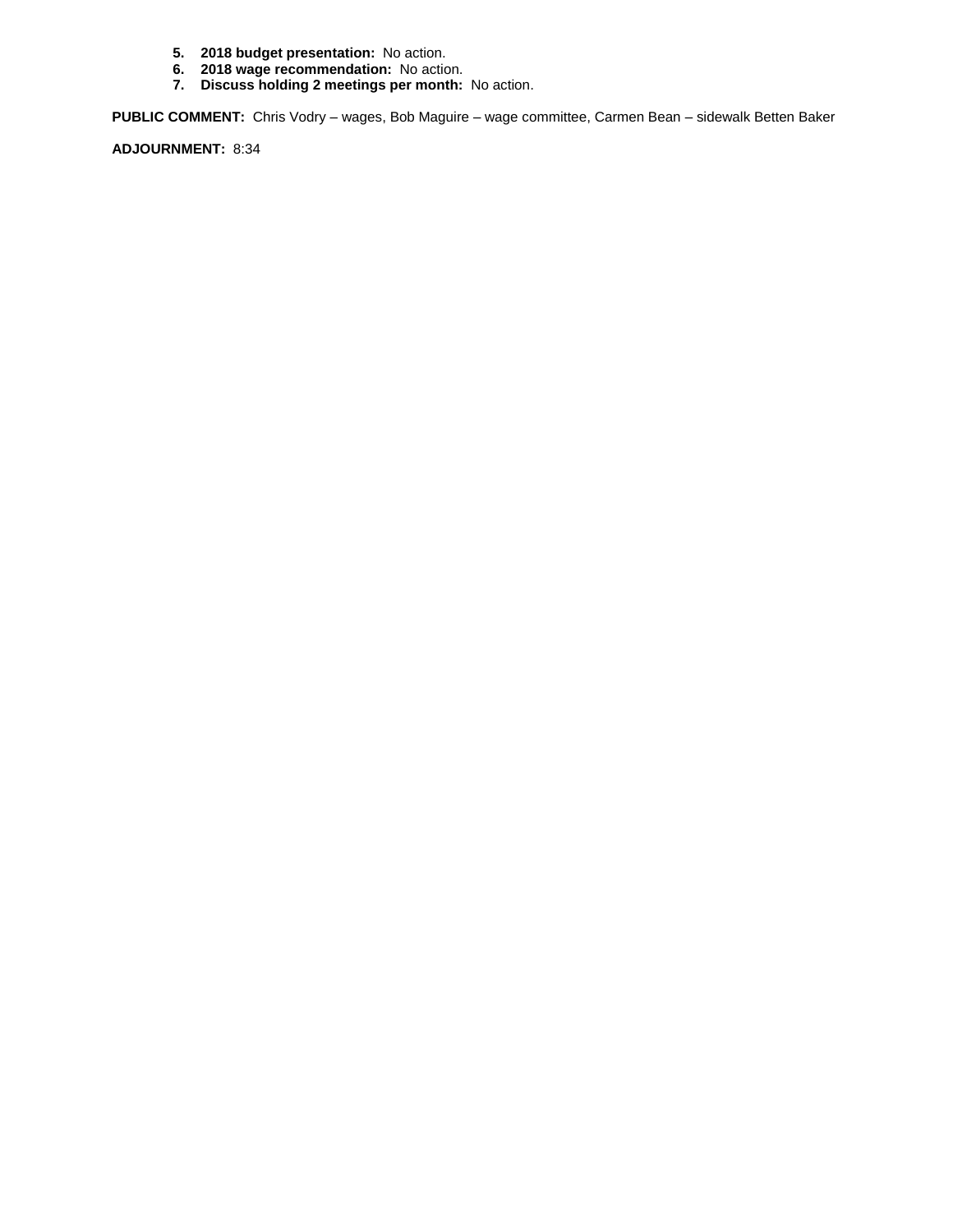5. **2018 budget presentation:** No action.
6. **2018 wage recommendation:** No action.
7. **Discuss holding 2 meetings per month:** No action.

**PUBLIC COMMENT:** Chris Vodry – wages, Bob Maguire – wage committee, Carmen Bean – sidewalk Betten Baker

**ADJOURNMENT:** 8:34